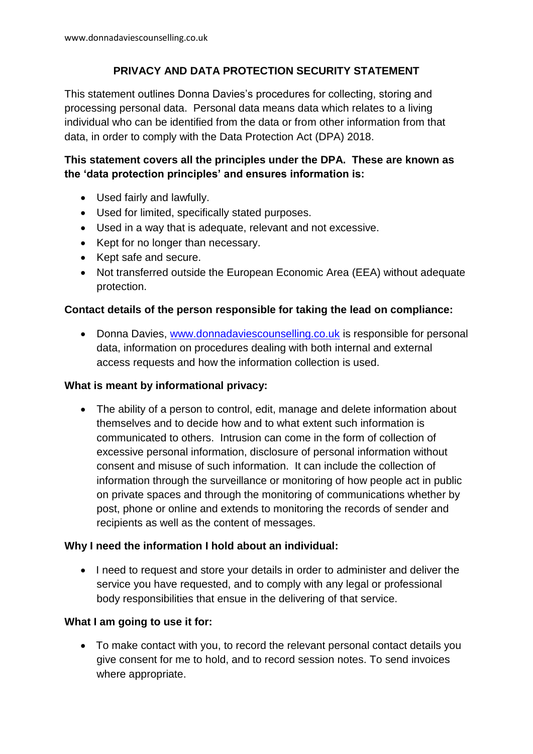# PRIVACY AND DATA PROTECTION SECURITY STATEMENT

This statement outlines Donna Davies's procedures for collecting, storing and processing personal data. Personal data means data which relates to a living individual who can be identified from the data or from other information from that data, in order to comply with the Data Protection Act (DPA) 2018.

**This statement covers all the principles under the DPA. These are known as the 'data protection principles' and ensures information is:**

- Used fairly and lawfully.
- Used for limited, specifically stated purposes.
- Used in a way that is adequate, relevant and not excessive.
- Kept for no longer than necessary.
- Kept safe and secure.
- Not transferred outside the European Economic Area (EEA) without adequate protection.

**Contact details of the person responsible for taking the lead on compliance:**

- Donna Davies, [www.donnadaviescounselling.co.uk](http://www.donnadaviescounselling.co.uk) is responsible for personal data, information on procedures dealing with both internal and external access requests and how the information collection is used.

**What is meant by informational privacy:**

- The ability of a person to control, edit, manage and delete information about themselves and to decide how and to what extent such information is communicated to others. Intrusion can come in the form of collection of excessive personal information, disclosure of personal information without consent and misuse of such information. It can include the collection of information through the surveillance or monitoring of how people act in public on private spaces and through the monitoring of communications whether by post, phone or online and extends to monitoring the records of sender and recipients as well as the content of messages.

**Why I need the information I hold about an individual:**

- I need to request and store your details in order to administer and deliver the service you have requested, and to comply with any legal or professional body responsibilities that ensue in the delivering of that service.

**What I am going to use it for:**

- To make contact with you, to record the relevant personal contact details you give consent for me to hold, and to record session notes. To send invoices where appropriate.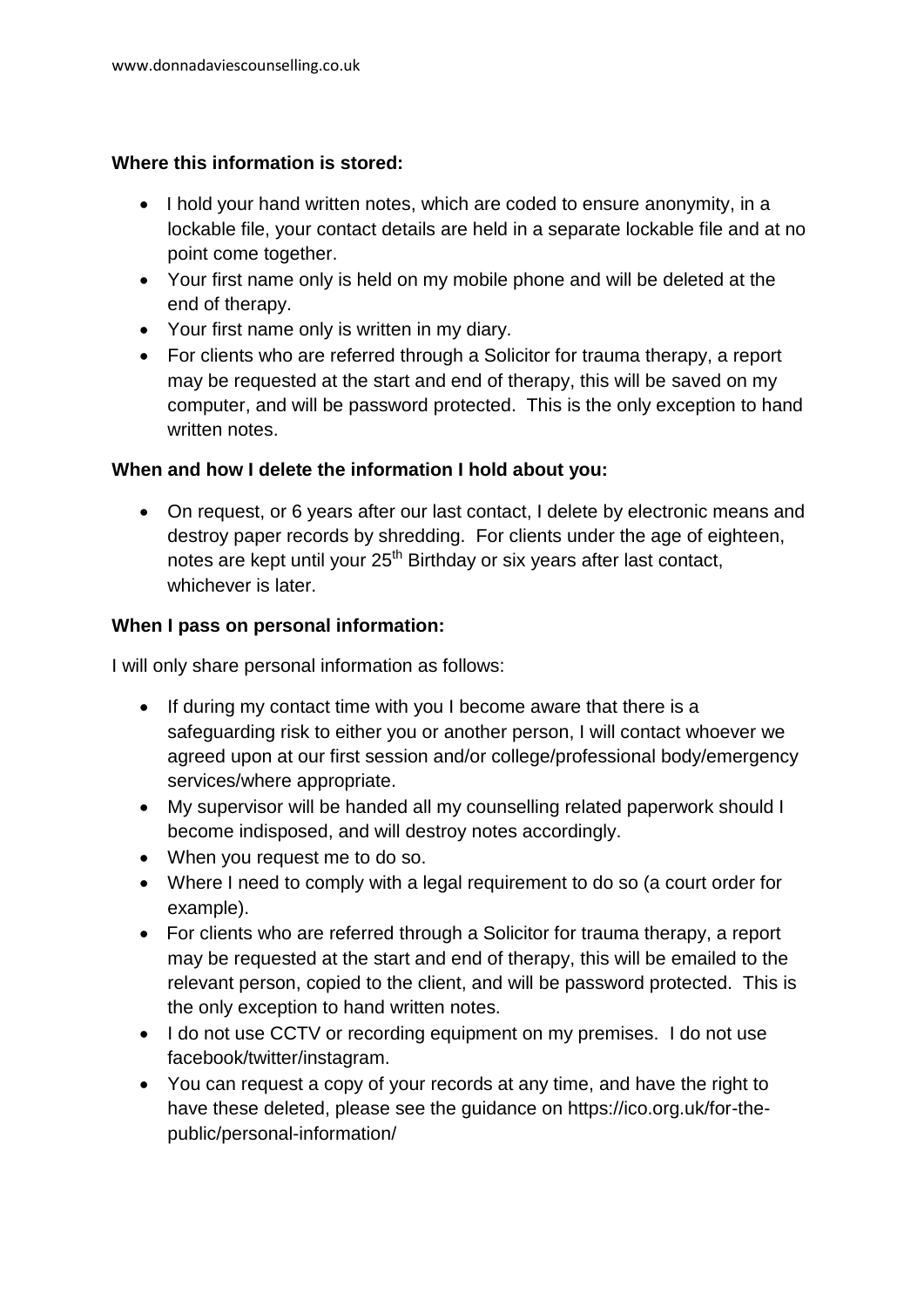**Where this information is stored:**

- I hold your hand written notes, which are coded to ensure anonymity, in a lockable file, your contact details are held in a separate lockable file and at no point come together.
- Your first name only is held on my mobile phone and will be deleted at the end of therapy.
- Your first name only is written in my diary.
- For clients who are referred through a Solicitor for trauma therapy, a report may be requested at the start and end of therapy, this will be saved on my computer, and will be password protected. This is the only exception to hand written notes.

**When and how I delete the information I hold about you:**

- On request, or 6 years after our last contact, I delete by electronic means and destroy paper records by shredding. For clients under the age of eighteen, notes are kept until your 25th Birthday or six years after last contact, whichever is later.

**When I pass on personal information:**

I will only share personal information as follows:

- If during my contact time with you I become aware that there is a safeguarding risk to either you or another person, I will contact whoever we agreed upon at our first session and/or college/professional body/emergency services/where appropriate.
- My supervisor will be handed all my counselling related paperwork should I become indisposed, and will destroy notes accordingly.
- When you request me to do so.
- Where I need to comply with a legal requirement to do so (a court order for example).
- For clients who are referred through a Solicitor for trauma therapy, a report may be requested at the start and end of therapy, this will be emailed to the relevant person, copied to the client, and will be password protected. This is the only exception to hand written notes.
- I do not use CCTV or recording equipment on my premises. I do not use facebook/twitter/instagram.
- You can request a copy of your records at any time, and have the right to have these deleted, please see the guidance on https://ico.org.uk/for-the-public/personal-information/